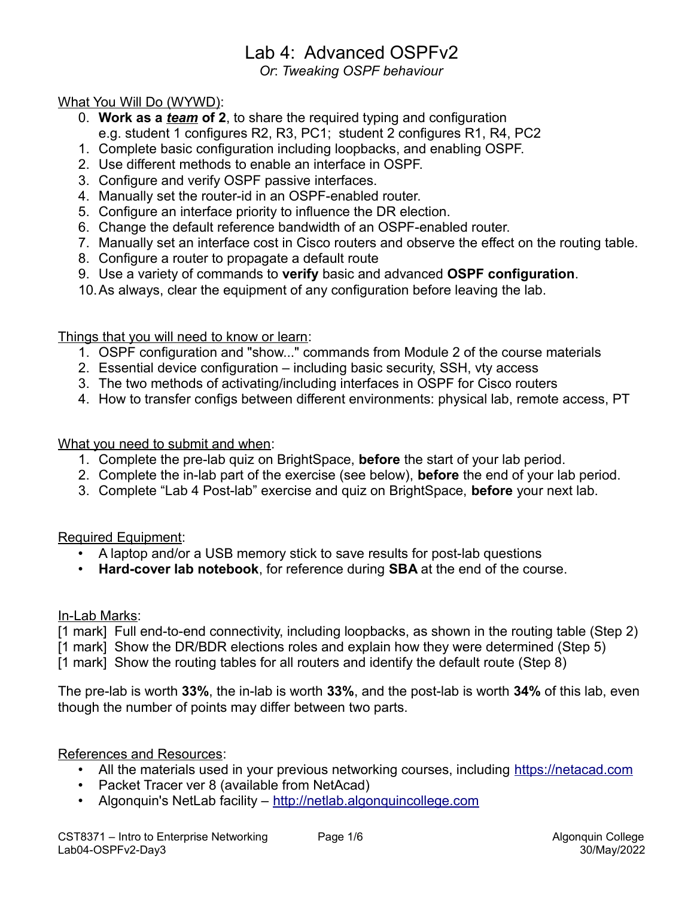# Lab 4: Advanced OSPFv2

*Or*: *Tweaking OSPF behaviour*

What You Will Do (WYWD):

0. **Work as a *team* of 2**, to share the required typing and configuration
   e.g. student 1 configures R2, R3, PC1; student 2 configures R1, R4, PC2
1. Complete basic configuration including loopbacks, and enabling OSPF.
2. Use different methods to enable an interface in OSPF.
3. Configure and verify OSPF passive interfaces.
4. Manually set the router-id in an OSPF-enabled router.
5. Configure an interface priority to influence the DR election.
6. Change the default reference bandwidth of an OSPF-enabled router.
7. Manually set an interface cost in Cisco routers and observe the effect on the routing table.
8. Configure a router to propagate a default route
9. Use a variety of commands to **verify** basic and advanced **OSPF configuration**.
10. As always, clear the equipment of any configuration before leaving the lab.

Things that you will need to know or learn:

1. OSPF configuration and "show..." commands from Module 2 of the course materials
2. Essential device configuration – including basic security, SSH, vty access
3. The two methods of activating/including interfaces in OSPF for Cisco routers
4. How to transfer configs between different environments: physical lab, remote access, PT

What you need to submit and when:

1. Complete the pre-lab quiz on BrightSpace, **before** the start of your lab period.
2. Complete the in-lab part of the exercise (see below), **before** the end of your lab period.
3. Complete "Lab 4 Post-lab" exercise and quiz on BrightSpace, **before** your next lab.

Required Equipment:

- A laptop and/or a USB memory stick to save results for post-lab questions
- **Hard-cover lab notebook**, for reference during **SBA** at the end of the course.

In-Lab Marks:

[1 mark] Full end-to-end connectivity, including loopbacks, as shown in the routing table (Step 2)
[1 mark] Show the DR/BDR elections roles and explain how they were determined (Step 5)
[1 mark] Show the routing tables for all routers and identify the default route (Step 8)

The pre-lab is worth **33%**, the in-lab is worth **33%**, and the post-lab is worth **34%** of this lab, even though the number of points may differ between two parts.

References and Resources:

- All the materials used in your previous networking courses, including https://netacad.com
- Packet Tracer ver 8 (available from NetAcad)
- Algonquin's NetLab facility – http://netlab.algonquincollege.com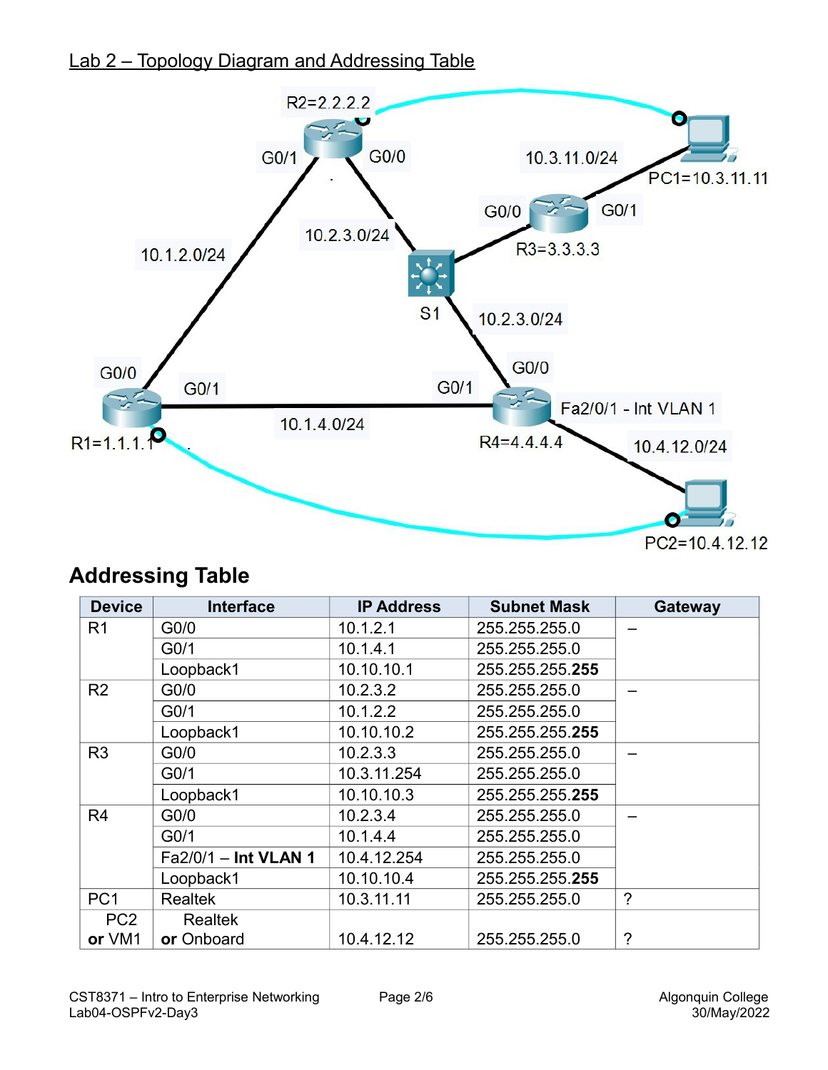## Lab 2 – Topology Diagram and Addressing Table

## Addressing Table

| Device | Interface | IP Address | Subnet Mask | Gateway |
|---|---|---|---|---|
| R1 | G0/0 | 10.1.2.1 | 255.255.255.0 | – |
| | G0/1 | 10.1.4.1 | 255.255.255.0 | |
| | Loopback1 | 10.10.10.1 | 255.255.255.**255** | |
| R2 | G0/0 | 10.2.3.2 | 255.255.255.0 | – |
| | G0/1 | 10.1.2.2 | 255.255.255.0 | |
| | Loopback1 | 10.10.10.2 | 255.255.255.**255** | |
| R3 | G0/0 | 10.2.3.3 | 255.255.255.0 | – |
| | G0/1 | 10.3.11.254 | 255.255.255.0 | |
| | Loopback1 | 10.10.10.3 | 255.255.255.**255** | |
| R4 | G0/0 | 10.2.3.4 | 255.255.255.0 | – |
| | G0/1 | 10.1.4.4 | 255.255.255.0 | |
| | Fa2/0/1 – **Int VLAN 1** | 10.4.12.254 | 255.255.255.0 | |
| | Loopback1 | 10.10.10.4 | 255.255.255.**255** | |
| PC1 | Realtek | 10.3.11.11 | 255.255.255.0 | ? |
| PC2 **or** VM1 | Realtek **or** Onboard | 10.4.12.12 | 255.255.255.0 | ? |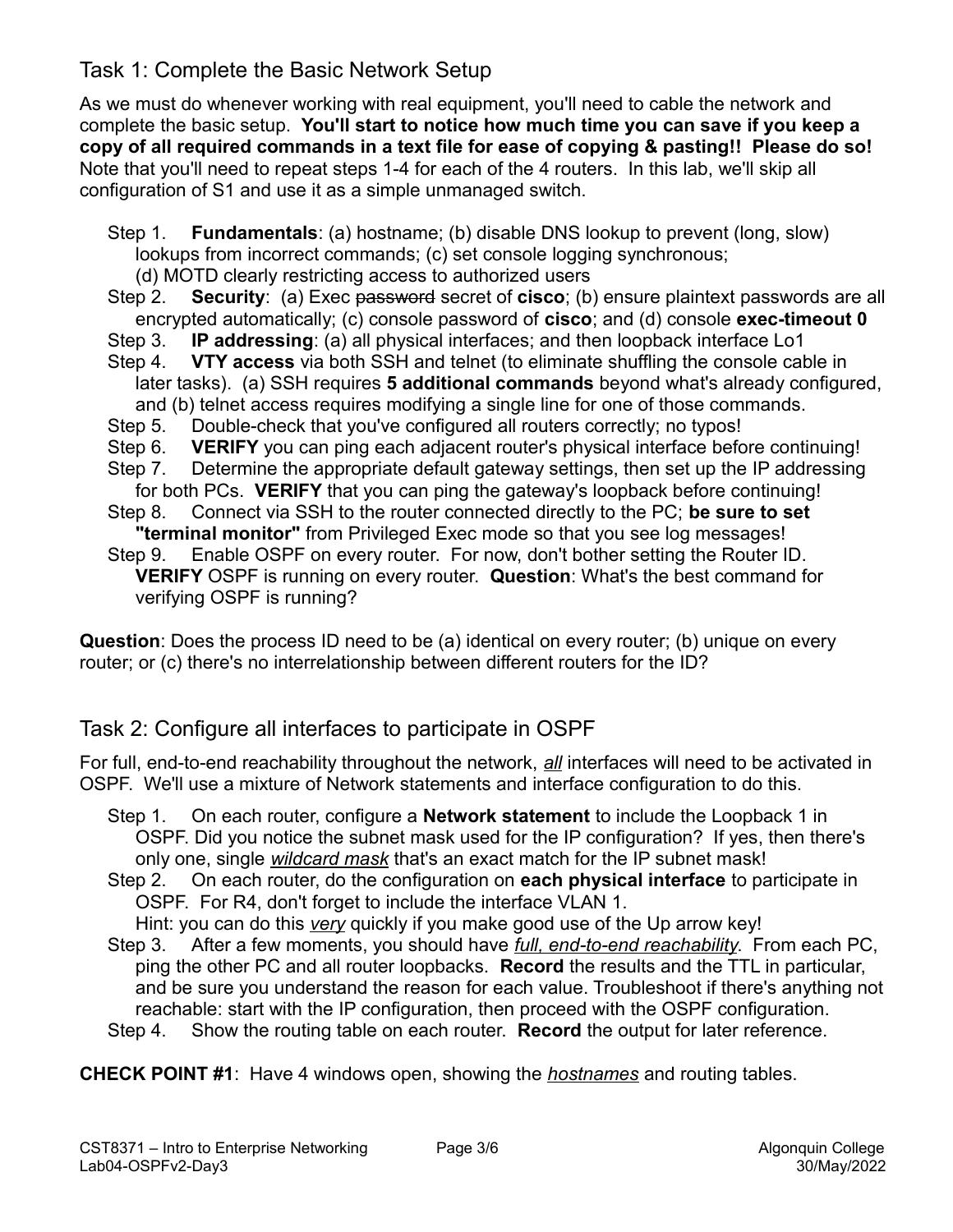## Task 1: Complete the Basic Network Setup

As we must do whenever working with real equipment, you'll need to cable the network and complete the basic setup. **You'll start to notice how much time you can save if you keep a copy of all required commands in a text file for ease of copying & pasting!! Please do so!** Note that you'll need to repeat steps 1-4 for each of the 4 routers. In this lab, we'll skip all configuration of S1 and use it as a simple unmanaged switch.

- Step 1. **Fundamentals**: (a) hostname; (b) disable DNS lookup to prevent (long, slow) lookups from incorrect commands; (c) set console logging synchronous; (d) MOTD clearly restricting access to authorized users
- Step 2. **Security**: (a) Exec ~~password~~ secret of **cisco**; (b) ensure plaintext passwords are all encrypted automatically; (c) console password of **cisco**; and (d) console **exec-timeout 0**
- Step 3. **IP addressing**: (a) all physical interfaces; and then loopback interface Lo1
- Step 4. **VTY access** via both SSH and telnet (to eliminate shuffling the console cable in later tasks). (a) SSH requires **5 additional commands** beyond what's already configured, and (b) telnet access requires modifying a single line for one of those commands.
- Step 5. Double-check that you've configured all routers correctly; no typos!
- Step 6. **VERIFY** you can ping each adjacent router's physical interface before continuing!
- Step 7. Determine the appropriate default gateway settings, then set up the IP addressing for both PCs. **VERIFY** that you can ping the gateway's loopback before continuing!
- Step 8. Connect via SSH to the router connected directly to the PC; **be sure to set "terminal monitor"** from Privileged Exec mode so that you see log messages!
- Step 9. Enable OSPF on every router. For now, don't bother setting the Router ID. **VERIFY** OSPF is running on every router. **Question**: What's the best command for verifying OSPF is running?

**Question**: Does the process ID need to be (a) identical on every router; (b) unique on every router; or (c) there's no interrelationship between different routers for the ID?

## Task 2: Configure all interfaces to participate in OSPF

For full, end-to-end reachability throughout the network, *all* interfaces will need to be activated in OSPF. We'll use a mixture of Network statements and interface configuration to do this.

- Step 1. On each router, configure a **Network statement** to include the Loopback 1 in OSPF. Did you notice the subnet mask used for the IP configuration? If yes, then there's only one, single ***wildcard mask*** that's an exact match for the IP subnet mask!
- Step 2. On each router, do the configuration on **each physical interface** to participate in OSPF. For R4, don't forget to include the interface VLAN 1.
  Hint: you can do this *very* quickly if you make good use of the Up arrow key!
- Step 3. After a few moments, you should have *full, end-to-end reachability*. From each PC, ping the other PC and all router loopbacks. **Record** the results and the TTL in particular, and be sure you understand the reason for each value. Troubleshoot if there's anything not reachable: start with the IP configuration, then proceed with the OSPF configuration.
- Step 4. Show the routing table on each router. **Record** the output for later reference.

**CHECK POINT #1**: Have 4 windows open, showing the *hostnames* and routing tables.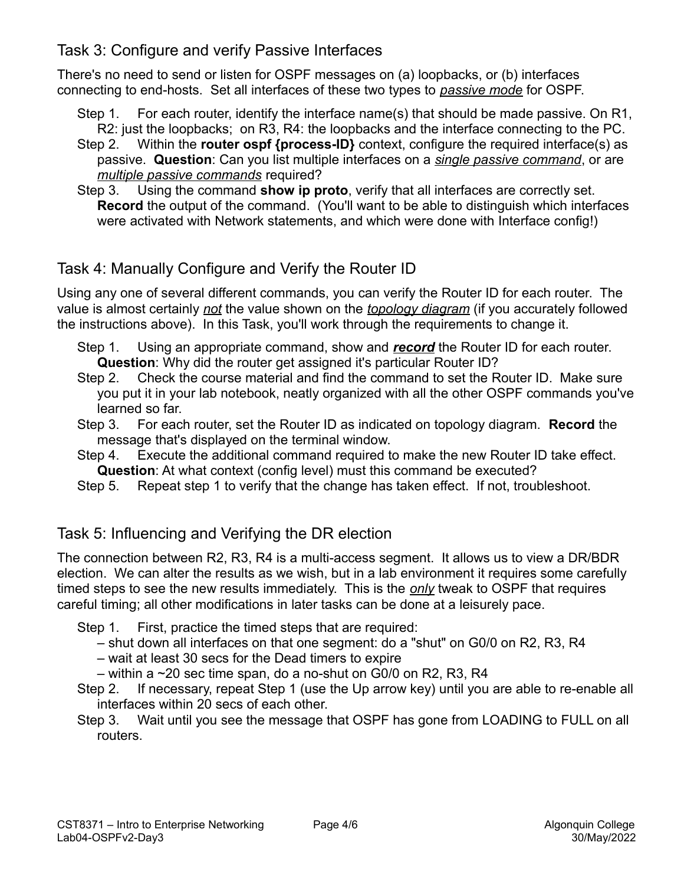## Task 3: Configure and verify Passive Interfaces

There's no need to send or listen for OSPF messages on (a) loopbacks, or (b) interfaces connecting to end-hosts. Set all interfaces of these two types to *passive mode* for OSPF.

Step 1. For each router, identify the interface name(s) that should be made passive. On R1, R2: just the loopbacks; on R3, R4: the loopbacks and the interface connecting to the PC.

Step 2. Within the **router ospf {process-ID}** context, configure the required interface(s) as passive. **Question**: Can you list multiple interfaces on a *single passive command*, or are *multiple passive commands* required?

Step 3. Using the command **show ip proto**, verify that all interfaces are correctly set. **Record** the output of the command. (You'll want to be able to distinguish which interfaces were activated with Network statements, and which were done with Interface config!)

## Task 4: Manually Configure and Verify the Router ID

Using any one of several different commands, you can verify the Router ID for each router. The value is almost certainly *not* the value shown on the *topology diagram* (if you accurately followed the instructions above). In this Task, you'll work through the requirements to change it.

Step 1. Using an appropriate command, show and ***record*** the Router ID for each router. **Question**: Why did the router get assigned it's particular Router ID?

Step 2. Check the course material and find the command to set the Router ID. Make sure you put it in your lab notebook, neatly organized with all the other OSPF commands you've learned so far.

Step 3. For each router, set the Router ID as indicated on topology diagram. **Record** the message that's displayed on the terminal window.

Step 4. Execute the additional command required to make the new Router ID take effect. **Question**: At what context (config level) must this command be executed?

Step 5. Repeat step 1 to verify that the change has taken effect. If not, troubleshoot.

## Task 5: Influencing and Verifying the DR election

The connection between R2, R3, R4 is a multi-access segment. It allows us to view a DR/BDR election. We can alter the results as we wish, but in a lab environment it requires some carefully timed steps to see the new results immediately. This is the *only* tweak to OSPF that requires careful timing; all other modifications in later tasks can be done at a leisurely pace.

Step 1. First, practice the timed steps that are required:
- shut down all interfaces on that one segment: do a "shut" on G0/0 on R2, R3, R4
- wait at least 30 secs for the Dead timers to expire
- within a ~20 sec time span, do a no-shut on G0/0 on R2, R3, R4

Step 2. If necessary, repeat Step 1 (use the Up arrow key) until you are able to re-enable all interfaces within 20 secs of each other.

Step 3. Wait until you see the message that OSPF has gone from LOADING to FULL on all routers.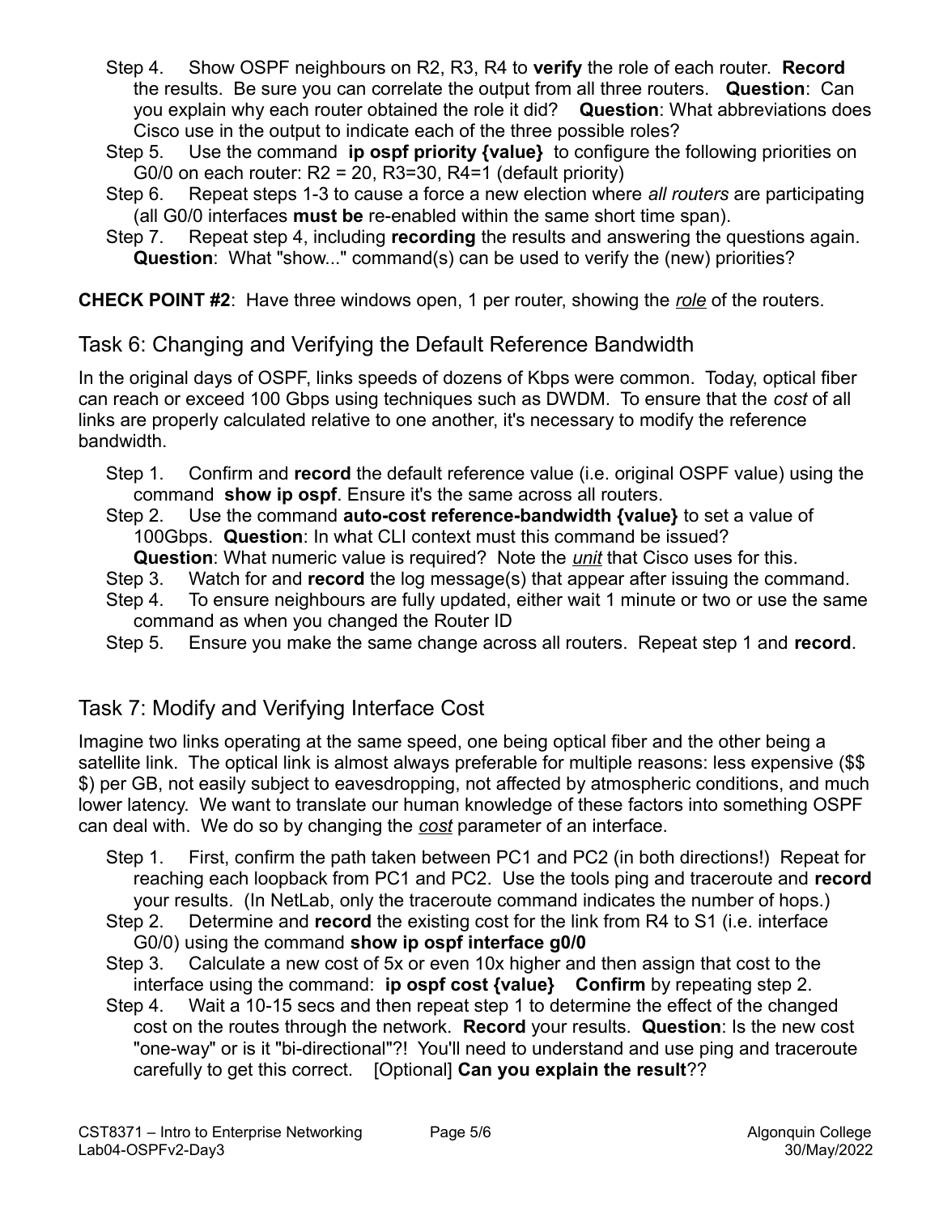Step 4. Show OSPF neighbours on R2, R3, R4 to **verify** the role of each router. **Record** the results. Be sure you can correlate the output from all three routers. **Question**: Can you explain why each router obtained the role it did? **Question**: What abbreviations does Cisco use in the output to indicate each of the three possible roles?

Step 5. Use the command **ip ospf priority {value}** to configure the following priorities on G0/0 on each router: R2 = 20, R3=30, R4=1 (default priority)

Step 6. Repeat steps 1-3 to cause a force a new election where *all routers* are participating (all G0/0 interfaces **must be** re-enabled within the same short time span).

Step 7. Repeat step 4, including **recording** the results and answering the questions again. **Question**: What "show..." command(s) can be used to verify the (new) priorities?

**CHECK POINT #2**: Have three windows open, 1 per router, showing the *role* of the routers.

## Task 6: Changing and Verifying the Default Reference Bandwidth

In the original days of OSPF, links speeds of dozens of Kbps were common. Today, optical fiber can reach or exceed 100 Gbps using techniques such as DWDM. To ensure that the *cost* of all links are properly calculated relative to one another, it's necessary to modify the reference bandwidth.

Step 1. Confirm and **record** the default reference value (i.e. original OSPF value) using the command **show ip ospf**. Ensure it's the same across all routers.

Step 2. Use the command **auto-cost reference-bandwidth {value}** to set a value of 100Gbps. **Question**: In what CLI context must this command be issued? **Question**: What numeric value is required? Note the *unit* that Cisco uses for this.

Step 3. Watch for and **record** the log message(s) that appear after issuing the command.

Step 4. To ensure neighbours are fully updated, either wait 1 minute or two or use the same command as when you changed the Router ID

Step 5. Ensure you make the same change across all routers. Repeat step 1 and **record**.

## Task 7: Modify and Verifying Interface Cost

Imagine two links operating at the same speed, one being optical fiber and the other being a satellite link. The optical link is almost always preferable for multiple reasons: less expensive ($$$) per GB, not easily subject to eavesdropping, not affected by atmospheric conditions, and much lower latency. We want to translate our human knowledge of these factors into something OSPF can deal with. We do so by changing the *cost* parameter of an interface.

Step 1. First, confirm the path taken between PC1 and PC2 (in both directions!) Repeat for reaching each loopback from PC1 and PC2. Use the tools ping and traceroute and **record** your results. (In NetLab, only the traceroute command indicates the number of hops.)

Step 2. Determine and **record** the existing cost for the link from R4 to S1 (i.e. interface G0/0) using the command **show ip ospf interface g0/0**

Step 3. Calculate a new cost of 5x or even 10x higher and then assign that cost to the interface using the command: **ip ospf cost {value}** **Confirm** by repeating step 2.

Step 4. Wait a 10-15 secs and then repeat step 1 to determine the effect of the changed cost on the routes through the network. **Record** your results. **Question**: Is the new cost "one-way" or is it "bi-directional"?! You'll need to understand and use ping and traceroute carefully to get this correct. [Optional] **Can you explain the result**??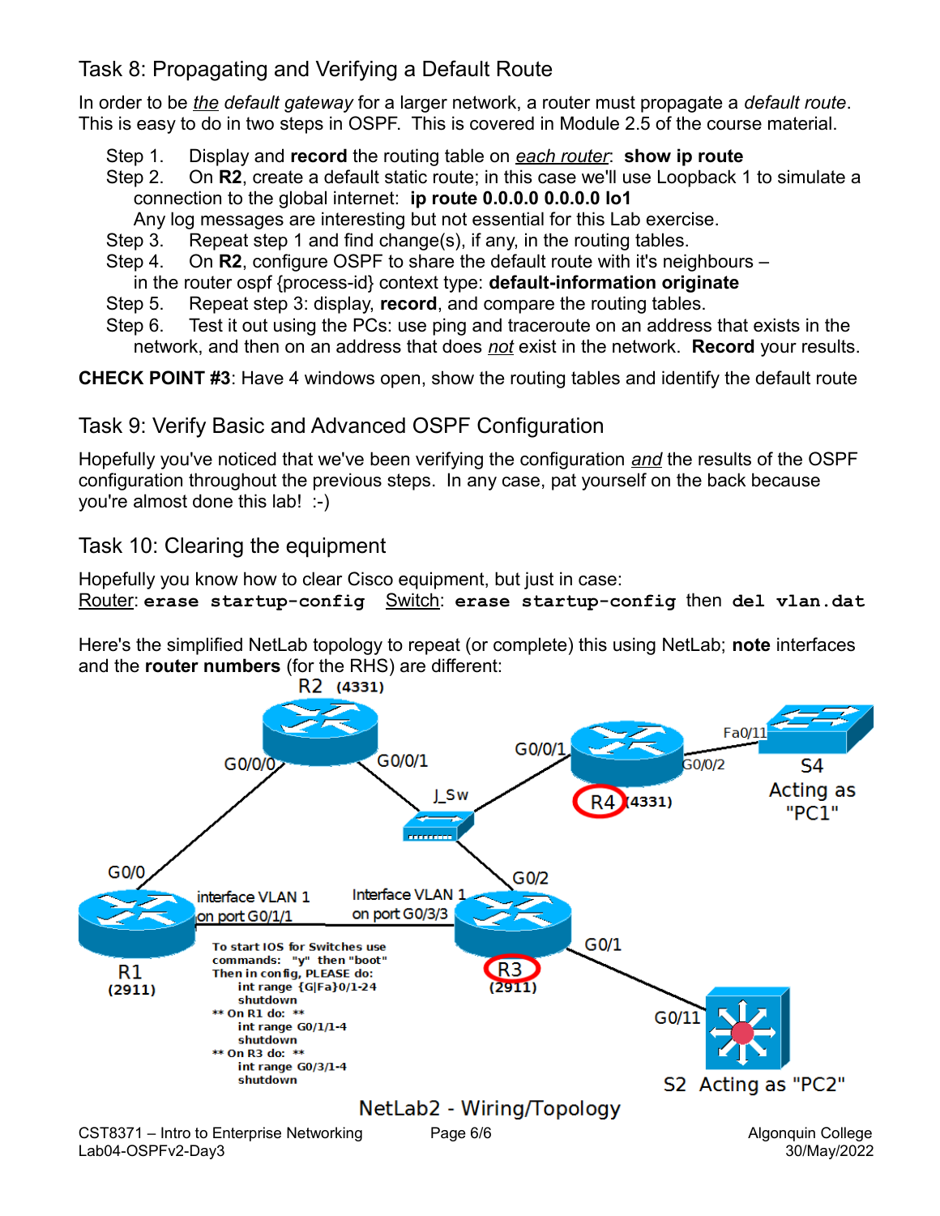## Task 8: Propagating and Verifying a Default Route

In order to be *the* *default gateway* for a larger network, a router must propagate a *default route*. This is easy to do in two steps in OSPF. This is covered in Module 2.5 of the course material.

Step 1. Display and **record** the routing table on *each router*: **show ip route**

Step 2. On **R2**, create a default static route; in this case we'll use Loopback 1 to simulate a connection to the global internet: **ip route 0.0.0.0 0.0.0.0 lo1**
Any log messages are interesting but not essential for this Lab exercise.

Step 3. Repeat step 1 and find change(s), if any, in the routing tables.

Step 4. On **R2**, configure OSPF to share the default route with it's neighbours – in the router ospf {process-id} context type: **default-information originate**

Step 5. Repeat step 3: display, **record**, and compare the routing tables.

Step 6. Test it out using the PCs: use ping and traceroute on an address that exists in the network, and then on an address that does *not* exist in the network. **Record** your results.

**CHECK POINT #3**: Have 4 windows open, show the routing tables and identify the default route

## Task 9: Verify Basic and Advanced OSPF Configuration

Hopefully you've noticed that we've been verifying the configuration *and* the results of the OSPF configuration throughout the previous steps. In any case, pat yourself on the back because you're almost done this lab! :-)

## Task 10: Clearing the equipment

Hopefully you know how to clear Cisco equipment, but just in case:
Router: **`erase startup-config`** Switch: **`erase startup-config`** then **`del vlan.dat`**

Here's the simplified NetLab topology to repeat (or complete) this using NetLab; **note** interfaces and the **router numbers** (for the RHS) are different:

R2 (4331)
G0/0/0
G0/0/1
J_Sw
G0/0/1
R4 (4331)
G0/0/2
Fa0/11
S4
Acting as "PC1"
G0/0
interface VLAN 1 on port G0/1/1
Interface VLAN 1 on port G0/3/3
G0/2
R1 (2911)
R3 (2911)
G0/1
G0/11
S2 Acting as "PC2"

To start IOS for Switches use commands: "y" then "boot"
Then in config, PLEASE do:
int range {G|Fa}0/1-24
shutdown
** On R1 do: **
int range G0/1/1-4
shutdown
** On R3 do: **
int range G0/3/1-4
shutdown

NetLab2 - Wiring/Topology